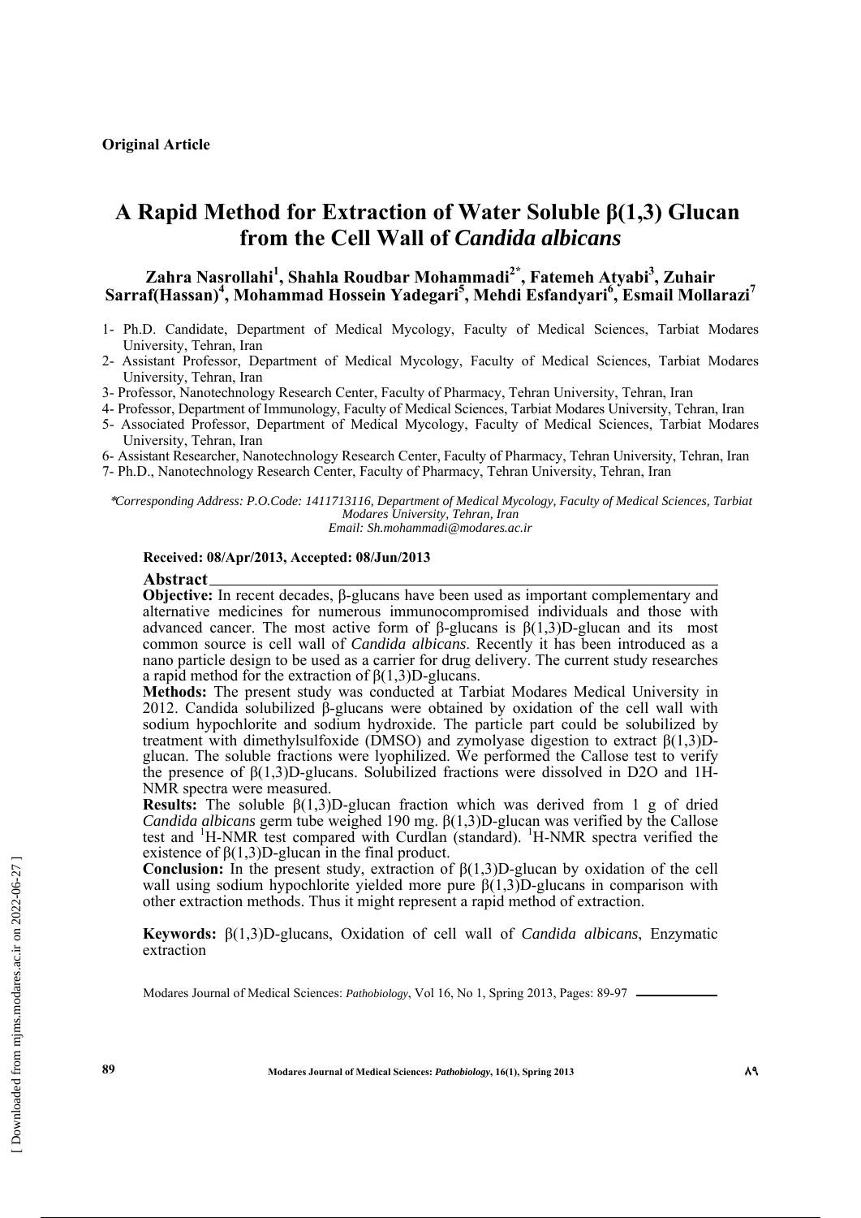**Original Article**

# A Rapid Method for Extraction of Water Soluble β(1,3) Glucan from the Cell Wall of *Candida albicans*

**Zahra Nasrollahi[1], Shahla Roudbar Mohammadi[2*], Fatemeh Atyabi[3], Zuhair Sarraf(Hassan)[4], Mohammad Hossein Yadegari[5], Mehdi Esfandyari[6], Esmail Mollarazi[7]**

1- Ph.D. Candidate, Department of Medical Mycology, Faculty of Medical Sciences, Tarbiat Modares University, Tehran, Iran

2- Assistant Professor, Department of Medical Mycology, Faculty of Medical Sciences, Tarbiat Modares University, Tehran, Iran

3- Professor, Nanotechnology Research Center, Faculty of Pharmacy, Tehran University, Tehran, Iran

4- Professor, Department of Immunology, Faculty of Medical Sciences, Tarbiat Modares University, Tehran, Iran

5- Associated Professor, Department of Medical Mycology, Faculty of Medical Sciences, Tarbiat Modares University, Tehran, Iran

6- Assistant Researcher, Nanotechnology Research Center, Faculty of Pharmacy, Tehran University, Tehran, Iran

7- Ph.D., Nanotechnology Research Center, Faculty of Pharmacy, Tehran University, Tehran, Iran

*\*Corresponding Address: P.O.Code: 1411713116, Department of Medical Mycology, Faculty of Medical Sciences, Tarbiat Modares University, Tehran, Iran*
*Email: Sh.mohammadi@modares.ac.ir*

**Received: 08/Apr/2013, Accepted: 08/Jun/2013**

## Abstract

**Objective:** In recent decades, β-glucans have been used as important complementary and alternative medicines for numerous immunocompromised individuals and those with advanced cancer. The most active form of β-glucans is β(1,3)D-glucan and its most common source is cell wall of *Candida albicans*. Recently it has been introduced as a nano particle design to be used as a carrier for drug delivery. The current study researches a rapid method for the extraction of β(1,3)D-glucans.

**Methods:** The present study was conducted at Tarbiat Modares Medical University in 2012. Candida solubilized β-glucans were obtained by oxidation of the cell wall with sodium hypochlorite and sodium hydroxide. The particle part could be solubilized by treatment with dimethylsulfoxide (DMSO) and zymolyase digestion to extract β(1,3)D-glucan. The soluble fractions were lyophilized. We performed the Callose test to verify the presence of β(1,3)D-glucans. Solubilized fractions were dissolved in D2O and 1H-NMR spectra were measured.

**Results:** The soluble β(1,3)D-glucan fraction which was derived from 1 g of dried *Candida albicans* germ tube weighed 190 mg. β(1,3)D-glucan was verified by the Callose test and $^{1}$H-NMR test compared with Curdlan (standard). $^{1}$H-NMR spectra verified the existence of β(1,3)D-glucan in the final product.

**Conclusion:** In the present study, extraction of β(1,3)D-glucan by oxidation of the cell wall using sodium hypochlorite yielded more pure β(1,3)D-glucans in comparison with other extraction methods. Thus it might represent a rapid method of extraction.

**Keywords:** β(1,3)D-glucans, Oxidation of cell wall of *Candida albicans*, Enzymatic extraction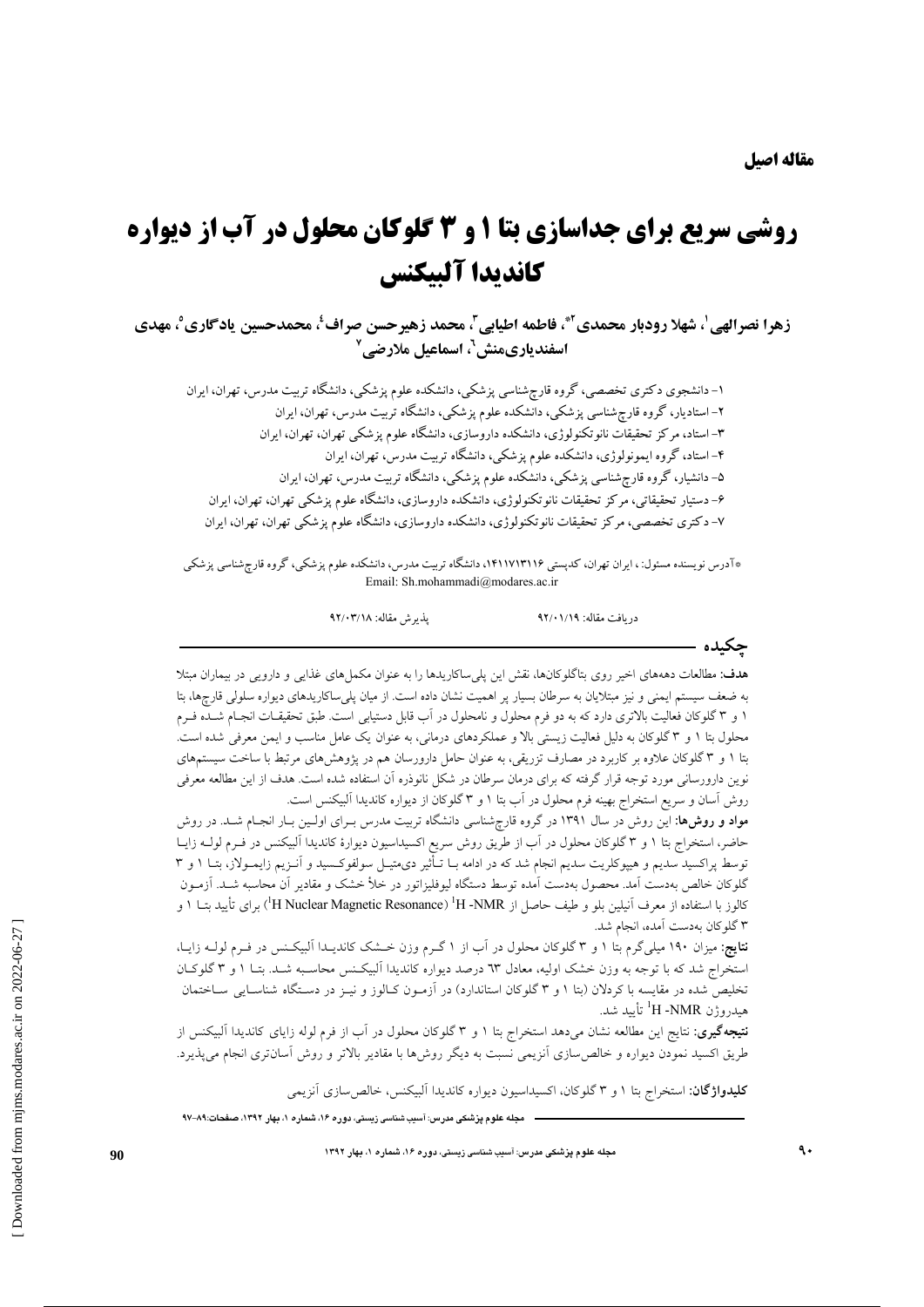**مقاله اصیل**

# روشی سریع برای جداسازی بتا ۱ و ۳ گلوکان محلول در آب از دیواره کاندیدا آلبیکنس

**زهرا نصرالهی[1]، شهلا رودبار محمدی[2*]، فاطمه اطیابی[3]، محمد زهیرحسن صراف[4]، محمدحسین یادگاری[5]، مهدی اسفندیاری‌منش[6]، اسماعیل ملارضی[7]**

۱- دانشجوی دکتری تخصصی، گروه قارچ‌شناسی پزشکی، دانشکده علوم پزشکی، دانشگاه تربیت مدرس، تهران، ایران
۲- استادیار، گروه قارچ‌شناسی پزشکی، دانشکده علوم پزشکی، دانشگاه تربیت مدرس، تهران، ایران
۳- استاد، مرکز تحقیقات نانوتکنولوژی، دانشکده داروسازی، دانشگاه علوم پزشکی تهران، تهران، ایران
۴- استاد، گروه ایمونولوژی، دانشکده علوم پزشکی، دانشگاه تربیت مدرس، تهران، ایران
۵- دانشیار، گروه قارچ‌شناسی پزشکی، دانشکده علوم پزشکی، دانشگاه تربیت مدرس، تهران، ایران
۶- دستیار تحقیقاتی، مرکز تحقیقات نانوتکنولوژی، دانشکده داروسازی، دانشگاه علوم پزشکی تهران، تهران، ایران
۷- دکتری تخصصی، مرکز تحقیقات نانوتکنولوژی، دانشکده داروسازی، دانشگاه علوم پزشکی تهران، تهران، ایران

*آدرس نویسنده مسئول: ، ایران تهران، کدپستی ۱۴۱۱۷۱۳۱۱۶، دانشگاه تربیت مدرس، دانشکده علوم پزشکی، گروه قارچ‌شناسی پزشکی
Email: Sh.mohammadi@modares.ac.ir

دریافت مقاله: ۹۲/۰۱/۱۹ پذیرش مقاله: ۹۲/۰۳/۱۸

## چکیده

**هدف:** مطالعات دهه‌های اخیر روی بتاگلوکان‌ها، نقش این پلی‌ساکاریدها را به عنوان مکمل‌های غذایی و دارویی در بیماران مبتلا به ضعف سیستم ایمنی و نیز مبتلایان به سرطان بسیار پر اهمیت نشان داده است. از میان پلی‌ساکاریدهای دیواره سلولی قارچ‌ها، بتا ۱ و ۳ گلوکان فعالیت بالاتری دارد که به دو فرم محلول و نامحلول در آب قابل دستیابی است. طبق تحقیقات انجام شده فرم محلول بتا ۱ و ۳ گلوکان به دلیل فعالیت زیستی بالا و عملکردهای درمانی، به عنوان یک عامل مناسب و ایمن معرفی شده است. بتا ۱ و ۳ گلوکان علاوه بر کاربرد در مصارف تزریقی، به عنوان حامل دارورسان هم در پژوهش‌های مرتبط با ساخت سیستم‌های نوین دارورسانی مورد توجه قرار گرفته که برای درمان سرطان در شکل نانوذره آن استفاده شده است. هدف از این مطالعه معرفی روش آسان و سریع استخراج بهینه فرم محلول در آب بتا ۱ و ۳ گلوکان از دیواره کاندیدا آلبیکنس است.

**مواد و روش‌ها:** این روش در سال ۱۳۹۱ در گروه قارچ‌شناسی دانشگاه تربیت مدرس برای اولین بار انجام شد. در روش حاضر، استخراج بتا ۱ و ۳ گلوکان محلول در آب از طریق روش سریع اکسیداسیون دیوارهٔ کاندیدا آلبیکنس در فرم لوله زایا توسط پراکسید سدیم و هیپوکلریت سدیم انجام شد که در ادامه با تأثیر دی‌متیل سولفوکسید و آنزیم زایمولاز، بتا ۱ و ۳ گلوکان خالص به‌دست آمد. محصول به‌دست آمده توسط دستگاه لیوفلیزاتور در خلأ خشک و مقادیر آن محاسبه شد. آزمون کالوز با استفاده از معرف آنیلین بلو و طیف حاصل از $^{1}$H -NMR ($^{1}$H Nuclear Magnetic Resonance) برای تأیید بتا ۱ و ۳ گلوکان به‌دست آمده، انجام شد.

**نتایج:** میزان ۱۹۰ میلی‌گرم بتا ۱ و ۳ گلوکان محلول در آب از ۱ گرم وزن خشک کاندیدا آلبیکنس در فرم لوله زایا، استخراج شد که با توجه به وزن خشک اولیه، معادل ٦٣ درصد دیواره کاندیدا آلبیکنس محاسبه شد. بتا ۱ و ۳ گلوکان تخلیص شده در مقایسه با کردلان (بتا ۱ و ۳ گلوکان استاندارد) در آزمون کالوز و نیز در دستگاه شناسایی ساختمان هیدروژن $^{1}$H -NMR تأیید شد.

**نتیجه‌گیری:** نتایج این مطالعه نشان می‌دهد استخراج بتا ۱ و ۳ گلوکان محلول در آب از فرم لوله زایای کاندیدا آلبیکنس از طریق اکسید نمودن دیواره و خالص‌سازی آنزیمی نسبت به دیگر روش‌ها با مقادیر بالاتر و روش آسان‌تری انجام می‌پذیرد.

**کلیدواژگان:** استخراج بتا ۱ و ۳ گلوکان، اکسیداسیون دیواره کاندیدا آلبیکنس، خالص‌سازی آنزیمی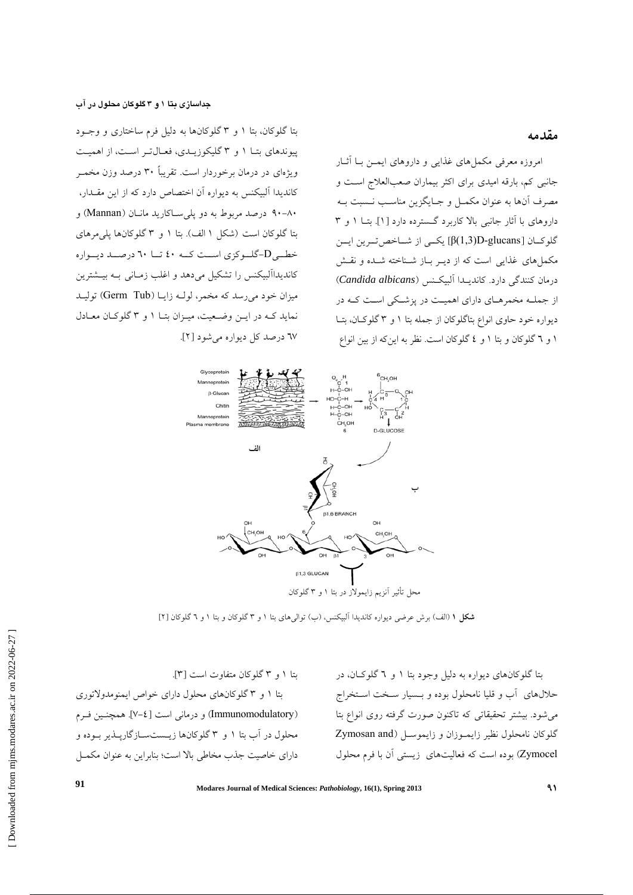## مقدمه

امروزه معرفی مکمل‌های غذایی و داروهای ایمن با آثار جانبی کم، بارقه امیدی برای اکثر بیماران صعب‌العلاج است و مصرف آن‌ها به عنوان مکمل و جایگزین مناسب نسبت به داروهای با آثار جانبی بالا کاربرد گسترده دارد [۱]. بتا ۱ و ۳ گلوکان [β(1,3)D-glucans] یکی از شاخص‌ترین این مکمل‌های غذایی است که از دیر باز شناخته شده و نقش درمان کنندگی دارد. کاندیدا آلبیکنس (*Candida albicans*) از جمله مخمرهای دارای اهمیت در پزشکی است که در دیواره خود حاوی انواع بتاگلوکان از جمله بتا ۱ و ۳ گلوکان، بتا ۱ و ٦ گلوکان و بتا ۱ و ٤ گلوکان است. نظر به این‌که از بین انواع بتا گلوکان، بتا ۱ و ۳ گلوکان‌ها به دلیل فرم ساختاری و وجود پیوندهای بتا ۱ و ۳ گلیکوزیدی، فعال‌تر است، از اهمیت ویژه‌ای در درمان برخوردار است. تقریباً ۳۰ درصد وزن مخمر کاندیدا آلبیکنس به دیواره آن اختصاص دارد که از این مقدار، ۸۰-۹۰ درصد مربوط به دو پلی‌ساکارید مانان (Mannan) و بتا گلوکان است (شکل ۱ الف). بتا ۱ و ۳ گلوکان‌ها پلی‌مرهای خطی D-گلوکزی است که ٤۰ تا ٦۰ درصد دیواره کاندیداآلبیکنس را تشکیل می‌دهد و اغلب زمانی به بیشترین میزان خود می‌رسد که مخمر، لوله زایا (Germ Tub) تولید نماید که در این وضعیت، میزان بتا ۱ و ۳ گلوکان معادل ٦۷ درصد کل دیواره می‌شود [۲].

محل تأثیر آنزیم زایمولاز در بتا ۱ و ۳ گلوکان

**شکل ۱** (الف) برش عرضی دیواره کاندیدا آلبیکنس، (ب) توالی‌های بتا ۱ و ۳ گلوکان و بتا ۱ و ٦ گلوکان [۲]

بتا گلوکان‌های دیواره به دلیل وجود بتا ۱ و ٦ گلوکان، در حلال‌های آب و قلیا نامحلول بوده و بسیار سخت استخراج می‌شود. بیشتر تحقیقاتی که تاکنون صورت گرفته روی انواع بتا گلوکان نامحلول نظیر زایموزان و زایموسل (Zymosan and Zymocel) بوده است که فعالیت‌های زیستی آن با فرم محلول بتا ۱ و ۳ گلوکان متفاوت است [۳].

بتا ۱ و ۳ گلوکان‌های محلول دارای خواص ایمونومدولاتوری (Immunomodulatory) و درمانی است [٤-۷]. همچنین فرم محلول در آب بتا ۱ و ۳ گلوکان‌ها زیست‌سازگارپذیر بوده و دارای خاصیت جذب مخاطی بالا است؛ بنابراین به عنوان مکمل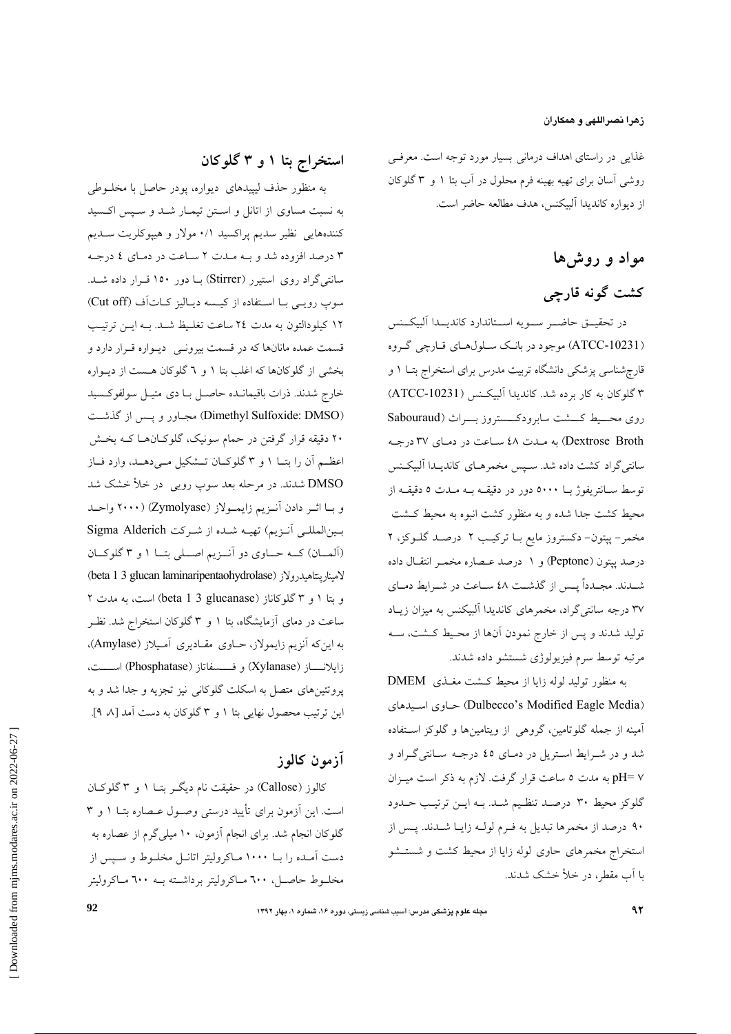غذایی در راستای اهداف درمانی بسیار مورد توجه است. معرفی روشی آسان برای تهیه بهینه فرم محلول در آب بتا ۱ و ۳ گلوکان از دیواره کاندیدا آلبیکنس، هدف مطالعه حاضر است.

## مواد و روش‌ها

### کشت گونه قارچی

در تحقیق حاضر سویه استاندارد کاندیدا آلبیکنس (ATCC-10231) موجود در بانک سلول‌های قارچی گروه قارچ‌شناسی پزشکی دانشگاه تربیت مدرس برای استخراج بتا ۱ و ۳ گلوکان به کار برده شد. کاندیدا آلبیکنس (ATCC-10231) روی محیط کشت سابرودکستروز براث (Sabouraud Dextrose Broth) به مدت ٤٨ ساعت در دمای ٣٧ درجه سانتی‌گراد کشت داده شد. سپس مخمرهای کاندیدا آلبیکنس توسط سانتریفوژ با ٥٠٠٠ دور در دقیقه به مدت ٥ دقیقه از محیط کشت جدا شده و به منظور کشت انبوه به محیط کشت مخمر- پپتون- دکستروز مایع با ترکیب ٢ درصد گلوکز، ٢ درصد پپتون (Peptone) و ١ درصد عصاره مخمر انتقال داده شدند. مجدداً پس از گذشت ٤٨ ساعت در شرایط دمای ٣٧ درجه سانتی‌گراد، مخمرهای کاندیدا آلبیکنس به میزان زیاد تولید شدند و پس از خارج نمودن آن‌ها از محیط کشت، سه مرتبه توسط سرم فیزیولوژی شستشو داده شدند.

به منظور تولید لوله زایا از محیط کشت مغذی DMEM (Dulbecco's Modified Eagle Media) حاوی اسیدهای آمینه از جمله گلوتامین، گروهی از ویتامین‌ها و گلوکز استفاده شد و در شرایط استریل در دمای ٤٥ درجه سانتی‌گراد و pH= ۷ به مدت ٥ ساعت قرار گرفت. لازم به ذکر است میزان گلوکز محیط ٣٠ درصد تنظیم شد. به این ترتیب حدود ٩٠ درصد از مخمرها تبدیل به فرم لوله زایا شدند. پس از استخراج مخمرهای حاوی لوله زایا از محیط کشت و شستشو با آب مقطر، در خلأ خشک شدند.

### استخراج بتا ۱ و ۳ گلوکان

به منظور حذف لیپیدهای دیواره، پودر حاصل با مخلوطی به نسبت مساوی از اتانل و استن تیمار شد و سپس اکسید کننده‌هایی نظیر سدیم پراکسید ٠/١ مولار و هیپوکلریت سدیم ٣ درصد افزوده شد و به مدت ٢ ساعت در دمای ٤ درجه سانتی‌گراد روی استیرر (Stirrer) با دور ١٥٠ قرار داده شد. سوپ رویی با استفاده از کیسه دیالیز کات‌آف (Cut off) ١٢ کیلودالتون به مدت ٢٤ ساعت تغلیظ شد. به این ترتیب قسمت عمده مانان‌ها که در قسمت بیرونی دیواره قرار دارد و بخشی از گلوکان‌ها که اغلب بتا ۱ و ٦ گلوکان هست از دیواره خارج شدند. ذرات باقیمانده حاصل با دی متیل سولفوکسید (Dimethyl Sulfoxide: DMSO) مجاور و پس از گذشت ٢٠ دقیقه قرار گرفتن در حمام سونیک، گلوکان‌ها که بخش اعظم آن را بتا ۱ و ۳ گلوکان تشکیل می‌دهد، وارد فاز DMSO شدند. در مرحله بعد سوپ رویی در خلأ خشک شد و با اثر دادن آنزیم زایمولاز (Zymolyase) (٢٠٠٠ واحد بین‌المللی آنزیم) تهیه شده از شرکت Sigma Alderich (آلمان) که حاوی دو آنزیم اصلی بتا ۱ و ۳ گلوکان لامیناریپنتاهیدرولاز (beta 1 3 glucan laminaripentaohydrolase) و بتا ۱ و ۳ گلوکاناز (beta 1 3 glucanase) است، به مدت ٢ ساعت در دمای آزمایشگاه، بتا ۱ و ۳ گلوکان استخراج شد. نظر به این‌که آنزیم زایمولاز، حاوی مقادیری آمیلاز (Amylase)، زایلاناز (Xylanase) و فسفاتاز (Phosphatase) است، پروتئین‌های متصل به اسکلت گلوکانی نیز تجزیه و جدا شد و به این ترتیب محصول نهایی بتا ۱ و ۳ گلوکان به دست آمد [٨، ٩].

### آزمون کالوز

کالوز (Callose) در حقیقت نام دیگر بتا ۱ و ۳ گلوکان است. این آزمون برای تأیید درستی وصول عصاره بتا ۱ و ۳ گلوکان انجام شد. برای انجام آزمون، ١٠ میلی‌گرم از عصاره به دست آمده را با ١٠٠٠ ماکرولیتر اتانل مخلوط و سپس از مخلوط حاصل، ٦٠٠ ماکرولیتر برداشته به ٦٠٠ ماکرولیتر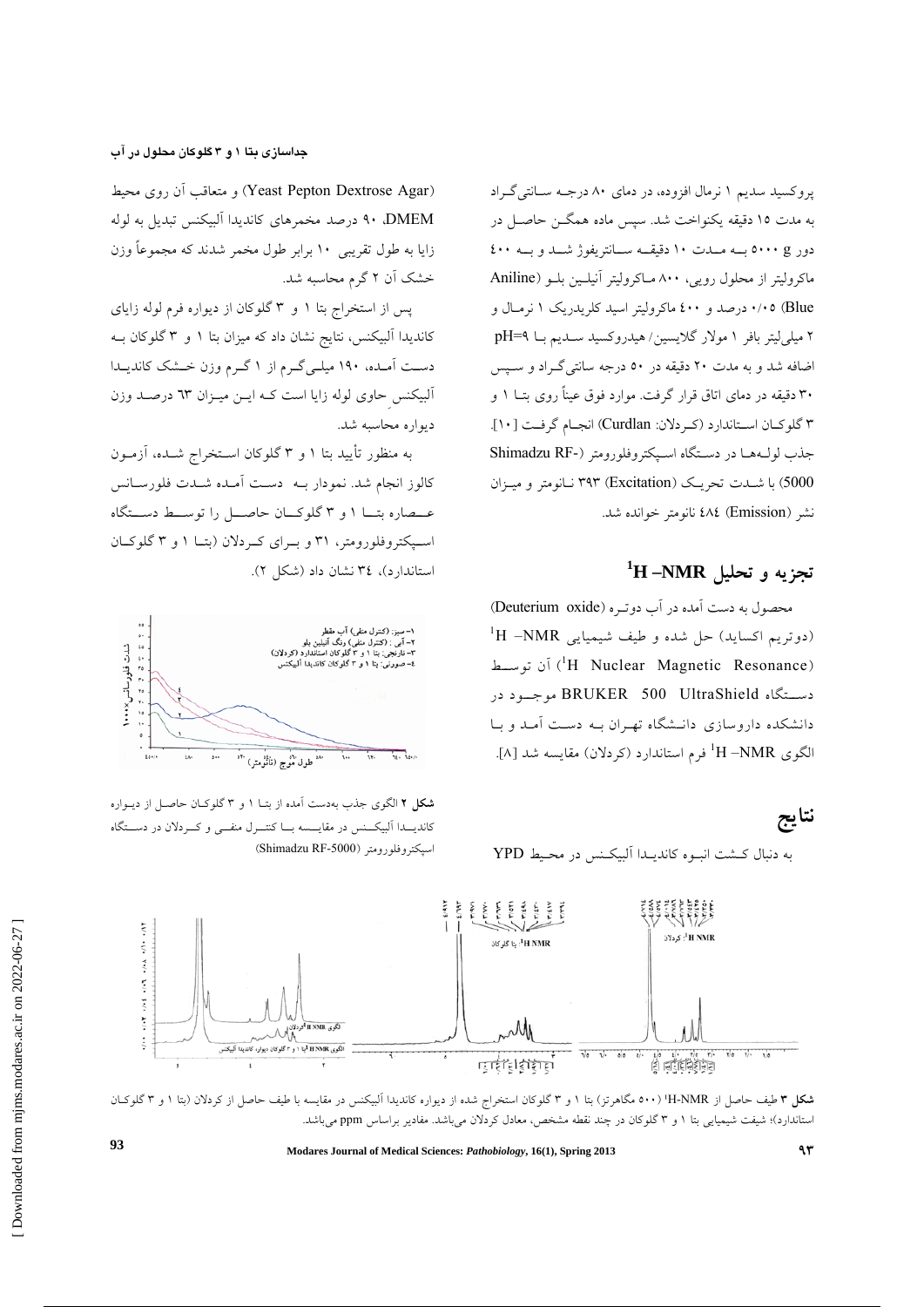پروکسید سدیم ۱ نرمال افزوده، در دمای ۸۰ درجه سانتی‌گراد به مدت ۱۵ دقیقه یکنواخت شد. سپس ماده همگن حاصل در دور ۵۰۰۰ g به مدت ۱۰ دقیقه سانتریفوژ شد و به ۴۰۰ ماکرولیتر از محلول رویی، ۸۰۰ ماکرولیتر آنیلین بلو (Aniline Blue) ۰/۰۵ درصد و ۴۰۰ ماکرولیتر اسید کلریدریک ۱ نرمال و ۲ میلی‌لیتر بافر ۱ مولار گلایسین/ هیدروکسید سدیم با pH=۹ اضافه شد و به مدت ۲۰ دقیقه در ۵۰ درجه سانتی‌گراد و سپس ۳۰ دقیقه در دمای اتاق قرار گرفت. موارد فوق عیناً روی بتا ۱ و ۳ گلوکان استاندارد (کردلان: Curdlan) انجام گرفت [۱۰]. جذب لوله‌ها در دستگاه اسپکتروفلورومتر (Shimadzu RF-5000) با شدت تحریک (Excitation) ۳۹۳ نانومتر و میزان نشر (Emission) ۴۸۴ نانومتر خوانده شد.

## تجزیه و تحلیل $^{1}$H –NMR

محصول به دست آمده در آب دوتره (Deuterium oxide) (دوتریم اکساید) حل شده و طیف شیمیایی $^{1}$H –NMR ($^{1}$H Nuclear Magnetic Resonance) آن توسط دستگاه BRUKER 500 UltraShield موجود در دانشکده داروسازی دانشگاه تهران به دست آمد و با الگوی $^{1}$H –NMR فرم استاندارد (کردلان) مقایسه شد [۸].

## نتایج

به دنبال کشت انبوه کاندیدا آلبیکنس در محیط YPD (Yeast Pepton Dextrose Agar) و متعاقب آن روی محیط DMEM، ۹۰ درصد مخمرهای کاندیدا آلبیکنس تبدیل به لوله زایا به طول تقریبی ۱۰ برابر طول مخمر شدند که مجموعاً وزن خشک آن ۲ گرم محاسبه شد.

پس از استخراج بتا ۱ و ۳ گلوکان از دیواره فرم لوله زایای کاندیدا آلبیکنس، نتایج نشان داد که میزان بتا ۱ و ۳ گلوکان به دست آمده، ۱۹۰ میلی‌گرم از ۱ گرم وزن خشک کاندیدا آلبیکنس حاوی لوله زایا است که این میزان ۶۳ درصد وزن دیواره محاسبه شد.

به منظور تأیید بتا ۱ و ۳ گلوکان استخراج شده، آزمون کالوز انجام شد. نمودار به دست آمده شدت فلورسانس عصاره بتا ۱ و ۳ گلوکان حاصل را توسط دستگاه اسپکتروفلورومتر، ۳۱ و برای کردلان (بتا ۱ و ۳ گلوکان استاندارد)، ۳۴ نشان داد (شکل ۲).

**شکل ۲** الگوی جذب به‌دست آمده از بتا ۱ و ۳ گلوکان حاصل از دیواره کاندیدا آلبیکنس در مقایسه با کنترل منفی و کردلان در دستگاه اسپکتروفلورومتر (Shimadzu RF-5000)

**شکل ۳** طیف حاصل از $^{1}$H-NMR (۵۰۰ مگاهرتز) بتا ۱ و ۳ گلوکان استخراج شده از دیواره کاندیدا آلبیکنس در مقایسه با طیف حاصل از کردلان (بتا ۱ و ۳ گلوکان استاندارد)؛ شیفت شیمیایی بتا ۱ و ۳ گلوکان در چند نقطه مشخص، معادل کردلان می‌باشد. مقادیر براساس ppm می‌باشد.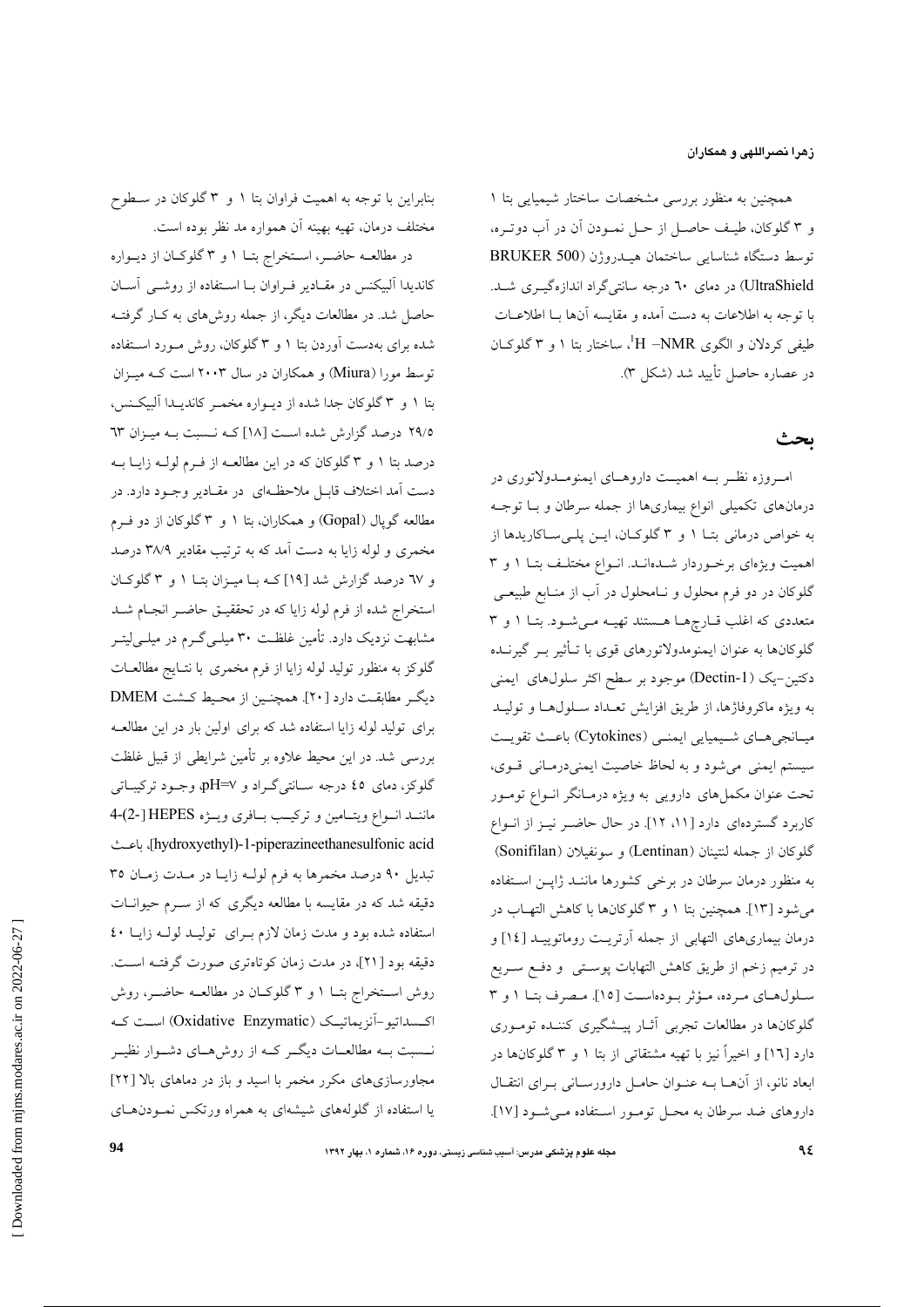همچنین به منظور بررسی مشخصات ساختار شیمیایی بتا ۱ و ۳ گلوکان، طیف حاصل از حل نمودن آن در آب دوتره، توسط دستگاه شناسایی ساختمان هیدروژن (BRUKER 500 UltraShield) در دمای ٦٠ درجه سانتی‌گراد اندازه‌گیری شد. با توجه به اطلاعات به دست آمده و مقایسه آن‌ها با اطلاعات طیفی کردلان و الگوی $^{1}H-NMR$، ساختار بتا ۱ و ۳ گلوکان در عصاره حاصل تأیید شد (شکل ۳).

## بحث

امروزه نظر به اهمیت داروهای ایمونومدولاتوری در درمان‌های تکمیلی انواع بیماری‌ها از جمله سرطان و با توجه به خواص درمانی بتا ۱ و ۳ گلوکان، این پلی‌ساکاریدها از اهمیت ویژه‌ای برخوردار شده‌اند. انواع مختلف بتا ۱ و ۳ گلوکان در دو فرم محلول و نامحلول در آب از منابع طبیعی متعددی که اغلب قارچ‌ها هستند تهیه می‌شود. بتا ۱ و ۳ گلوکان‌ها به عنوان ایمونومدولاتورهای قوی با تأثیر بر گیرنده دکتین-یک (Dectin-1) موجود بر سطح اکثر سلول‌های ایمنی به ویژه ماکروفاژها، از طریق افزایش تعداد سلول‌ها و تولید میانجی‌های شیمیایی ایمنی (Cytokines) باعث تقویت سیستم ایمنی می‌شود و به لحاظ خاصیت ایمنی‌درمانی قوی، تحت عنوان مکمل‌های دارویی به ویژه درمانگر انواع تومور کاربرد گسترده‌ای دارد [۱۱، ۱۲]. در حال حاضر نیز از انواع گلوکان از جمله لنتینان (Lentinan) و سونیفیلان (Sonifilan) به منظور درمان سرطان در برخی کشورها مانند ژاپن استفاده می‌شود [۱۳]. همچنین بتا ۱ و ۳ گلوکان‌ها با کاهش التهاب در درمان بیماری‌های التهابی از جمله آرتریت روماتویید [۱٤] و در ترمیم زخم از طریق کاهش التهابات پوستی و دفع سریع سلول‌های مرده، مؤثر بوده‌است [۱٥]. مصرف بتا ۱ و ۳ گلوکان‌ها در مطالعات تجربی آثار پیشگیری کننده توموری دارد [۱٦] و اخیراً نیز با تهیه مشتقاتی از بتا ۱ و ۳ گلوکان‌ها در ابعاد نانو، از آن‌ها به عنوان حامل دارورسانی برای انتقال داروهای ضد سرطان به محل تومور استفاده می‌شود [۱۷].

بنابراین با توجه به اهمیت فراوان بتا ۱ و ۳ گلوکان در سطوح مختلف درمان، تهیه بهینه آن همواره مد نظر بوده است.

در مطالعه حاضر، استخراج بتا ۱ و ۳ گلوکان از دیواره کاندیدا آلبیکنس در مقادیر فراوان با استفاده از روشی آسان حاصل شد. در مطالعات دیگر، از جمله روش‌های به کار گرفته شده برای به‌دست آوردن بتا ۱ و ۳ گلوکان، روش مورد استفاده توسط مورا (Miura) و همکاران در سال ۲۰۰۳ است که میزان بتا ۱ و ۳ گلوکان جدا شده از دیواره مخمر کاندیدا آلبیکنس، ۲۹/٥ درصد گزارش شده است [۱۸] که نسبت به میزان ٦۳ درصد بتا ۱ و ۳ گلوکان که در این مطالعه از فرم لوله زایا به دست آمد اختلاف قابل ملاحظه‌ای در مقادیر وجود دارد. در مطالعه گوپال (Gopal) و همکاران، بتا ۱ و ۳ گلوکان از دو فرم مخمری و لوله زایا به دست آمد که به ترتیب مقادیر ۳۸/۹ درصد و ٦۷ درصد گزارش شد [۱۹] که با میزان بتا ۱ و ۳ گلوکان استخراج شده از فرم لوله زایا که در تحقیق حاضر انجام شد مشابهت نزدیک دارد. تأمین غلظت ۳۰ میلی‌گرم در میلی‌لیتر گلوکز به منظور تولید لوله زایا از فرم مخمری با نتایج مطالعات دیگر مطابقت دارد [۲۰]. همچنین از محیط کشت DMEM برای تولید لوله زایا استفاده شد که برای اولین بار در این مطالعه بررسی شد. در این محیط علاوه بر تأمین شرایطی از قبیل غلظت گلوکز، دمای ٤٥ درجه سانتی‌گراد و pH=۷، وجود ترکیباتی مانند انواع ویتامین و ترکیب بافری ویژه HEPES [4-(2-hydroxyethyl)-1-piperazineethanesulfonic acid]، باعث تبدیل ۹۰ درصد مخمرها به فرم لوله زایا در مدت زمان ۳٥ دقیقه شد که در مقایسه با مطالعه دیگری که از سرم حیوانات استفاده شده بود و مدت زمان لازم برای تولید لوله زایا ٤۰ دقیقه بود [۲۱]، در مدت زمان کوتاه‌تری صورت گرفته است. روش استخراج بتا ۱ و ۳ گلوکان در مطالعه حاضر، روش اکسداتیو-آنزیماتیک (Oxidative Enzymatic) است که نسبت به مطالعات دیگر که از روش‌های دشوار نظیر مجاورسازی‌های مکرر مخمر با اسید و باز در دماهای بالا [۲۲] یا استفاده از گلوله‌های شیشه‌ای به همراه ورتکس نمودن‌های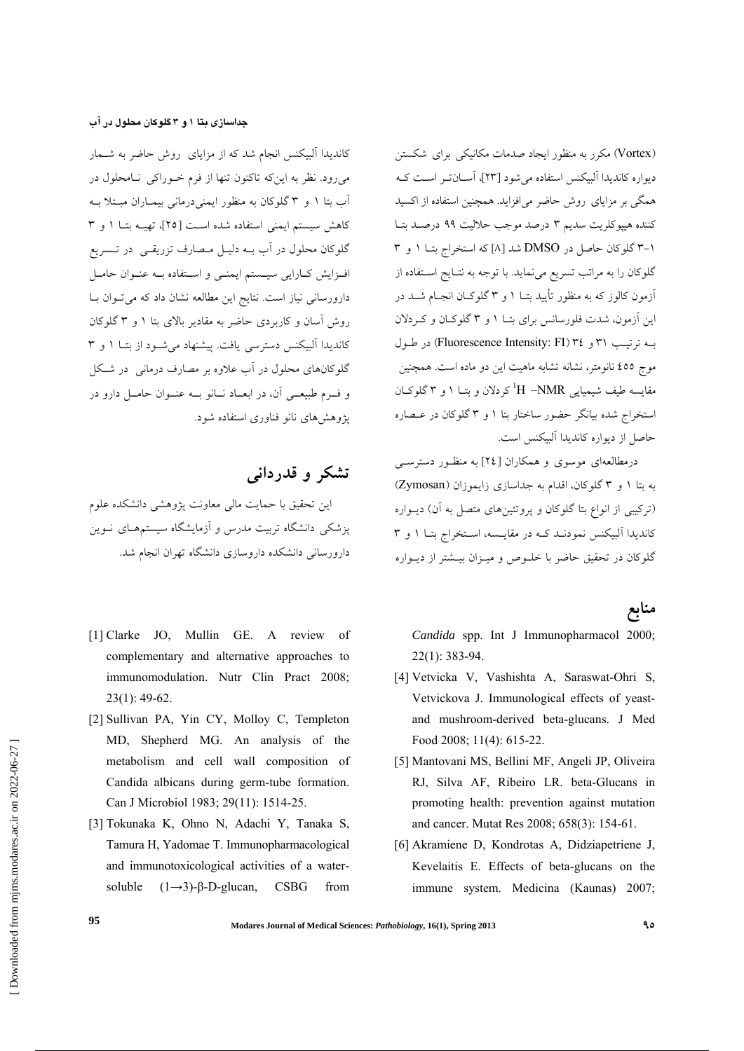(Vortex) مکرر به منظور ایجاد صدمات مکانیکی برای شکستن دیواره کاندیدا آلبیکنس استفاده می‌شود [۲۳]، آسان‌تر است که همگی بر مزایای روش حاضر می‌افزاید. همچنین استفاده از اکسید کننده هیپوکلریت سدیم ۳ درصد موجب حلالیت ۹۹ درصد بتا ۱–۳ گلوکان حاصل در DMSO شد [۸] که استخراج بتا ۱ و ۳ گلوکان را به مراتب تسریع می‌نماید. با توجه به نتایج استفاده از آزمون کالوز که به منظور تأیید بتا ۱ و ۳ گلوکان انجام شد در این آزمون، شدت فلورسانس برای بتا ۱ و ۳ گلوکان و کردلان به ترتیب ۳۱ و ۳۴ (Fluorescence Intensity: FI) در طول موج ۴۵۵ نانومتر، نشانه تشابه ماهیت این دو ماده است. همچنین مقایسه طیف شیمیایی $^{1}H$– NMR کردلان و بتا ۱ و ۳ گلوکان استخراج شده بیانگر حضور ساختار بتا ۱ و ۳ گلوکان در عصاره حاصل از دیواره کاندیدا آلبیکنس است.

درمطالعه‌ای موسوی و همکاران [۲۴] به منظور دسترسی به بتا ۱ و ۳ گلوکان، اقدام به جداسازی زایموزان (Zymosan) (ترکیبی از انواع بتا گلوکان و پروتئین‌های متصل به آن) دیواره کاندیدا آلبیکنس نمودند که در مقایسه، استخراج بتا ۱ و ۳ گلوکان در تحقیق حاضر با خلوص و میزان بیشتر از دیواره کاندیدا آلبیکنس انجام شد که از مزایای روش حاضر به شمار می‌رود. نظر به این‌که تاکنون تنها از فرم خوراکی نامحلول در آب بتا ۱ و ۳ گلوکان به منظور ایمنی‌درمانی بیماران مبتلا به کاهش سیستم ایمنی استفاده شده است [۲۵]، تهیه بتا ۱ و ۳ گلوکان محلول در آب به دلیل مصارف تزریقی در تسریع افزایش کارایی سیستم ایمنی و استفاده به عنوان حامل دارورسانی نیاز است. نتایج این مطالعه نشان داد که می‌توان با روش آسان و کاربردی حاضر به مقادیر بالای بتا ۱ و ۳ گلوکان کاندیدا آلبیکنس دسترسی یافت. پیشنهاد می‌شود از بتا ۱ و ۳ گلوکان‌های محلول در آب علاوه بر مصارف درمانی در شکل و فرم طبیعی آن، در ابعاد نانو به عنوان حامل دارو در پژوهش‌های نانو فناوری استفاده شود.

## تشکر و قدردانی

این تحقیق با حمایت مالی معاونت پژوهشی دانشکده علوم پزشکی دانشگاه تربیت مدرس و آزمایشگاه سیستم‌های نوین دارورسانی دانشکده داروسازی دانشگاه تهران انجام شد.

## منابع

[1] Clarke JO, Mullin GE. A review of complementary and alternative approaches to immunomodulation. Nutr Clin Pract 2008; 23(1): 49-62.

[2] Sullivan PA, Yin CY, Molloy C, Templeton MD, Shepherd MG. An analysis of the metabolism and cell wall composition of Candida albicans during germ-tube formation. Can J Microbiol 1983; 29(11): 1514-25.

[3] Tokunaka K, Ohno N, Adachi Y, Tanaka S, Tamura H, Yadomae T. Immunopharmacological and immunotoxicological activities of a water-soluble (1→3)-β-D-glucan, CSBG from *Candida* spp. Int J Immunopharmacol 2000; 22(1): 383-94.

[4] Vetvicka V, Vashishta A, Saraswat-Ohri S, Vetvickova J. Immunological effects of yeast- and mushroom-derived beta-glucans. J Med Food 2008; 11(4): 615-22.

[5] Mantovani MS, Bellini MF, Angeli JP, Oliveira RJ, Silva AF, Ribeiro LR. beta-Glucans in promoting health: prevention against mutation and cancer. Mutat Res 2008; 658(3): 154-61.

[6] Akramiene D, Kondrotas A, Didziapetriene J, Kevelaitis E. Effects of beta-glucans on the immune system. Medicina (Kaunas) 2007;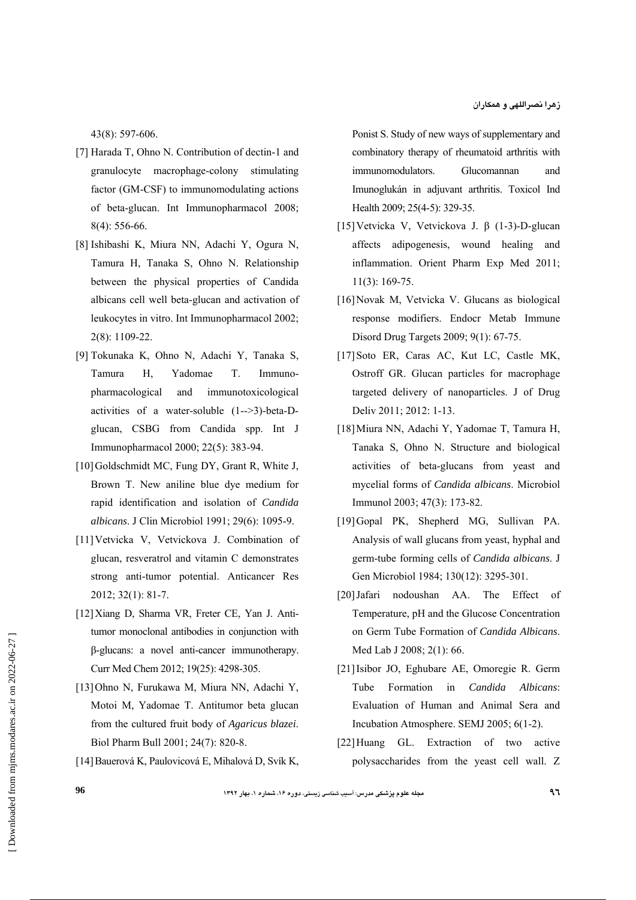43(8): 597-606.

[7] Harada T, Ohno N. Contribution of dectin-1 and granulocyte macrophage-colony stimulating factor (GM-CSF) to immunomodulating actions of beta-glucan. Int Immunopharmacol 2008; 8(4): 556-66.

[8] Ishibashi K, Miura NN, Adachi Y, Ogura N, Tamura H, Tanaka S, Ohno N. Relationship between the physical properties of Candida albicans cell well beta-glucan and activation of leukocytes in vitro. Int Immunopharmacol 2002; 2(8): 1109-22.

[9] Tokunaka K, Ohno N, Adachi Y, Tanaka S, Tamura H, Yadomae T. Immuno-pharmacological and immunotoxicological activities of a water-soluble (1-->3)-beta-D-glucan, CSBG from Candida spp. Int J Immunopharmacol 2000; 22(5): 383-94.

[10] Goldschmidt MC, Fung DY, Grant R, White J, Brown T. New aniline blue dye medium for rapid identification and isolation of *Candida albicans*. J Clin Microbiol 1991; 29(6): 1095-9.

[11] Vetvicka V, Vetvickova J. Combination of glucan, resveratrol and vitamin C demonstrates strong anti-tumor potential. Anticancer Res 2012; 32(1): 81-7.

[12] Xiang D, Sharma VR, Freter CE, Yan J. Anti-tumor monoclonal antibodies in conjunction with β-glucans: a novel anti-cancer immunotherapy. Curr Med Chem 2012; 19(25): 4298-305.

[13] Ohno N, Furukawa M, Miura NN, Adachi Y, Motoi M, Yadomae T. Antitumor beta glucan from the cultured fruit body of *Agaricus blazei*. Biol Pharm Bull 2001; 24(7): 820-8.

[14] Bauerová K, Paulovicová E, Mihalová D, Svík K, Ponist S. Study of new ways of supplementary and combinatory therapy of rheumatoid arthritis with immunomodulators. Glucomannan and Imunoglukán in adjuvant arthritis. Toxicol Ind Health 2009; 25(4-5): 329-35.

[15] Vetvicka V, Vetvickova J. β (1-3)-D-glucan affects adipogenesis, wound healing and inflammation. Orient Pharm Exp Med 2011; 11(3): 169-75.

[16] Novak M, Vetvicka V. Glucans as biological response modifiers. Endocr Metab Immune Disord Drug Targets 2009; 9(1): 67-75.

[17] Soto ER, Caras AC, Kut LC, Castle MK, Ostroff GR. Glucan particles for macrophage targeted delivery of nanoparticles. J of Drug Deliv 2011; 2012: 1-13.

[18] Miura NN, Adachi Y, Yadomae T, Tamura H, Tanaka S, Ohno N. Structure and biological activities of beta-glucans from yeast and mycelial forms of *Candida albicans*. Microbiol Immunol 2003; 47(3): 173-82.

[19] Gopal PK, Shepherd MG, Sullivan PA. Analysis of wall glucans from yeast, hyphal and germ-tube forming cells of *Candida albicans*. J Gen Microbiol 1984; 130(12): 3295-301.

[20] Jafari nodoushan AA. The Effect of Temperature, pH and the Glucose Concentration on Germ Tube Formation of *Candida Albicans*. Med Lab J 2008; 2(1): 66.

[21] Isibor JO, Eghubare AE, Omoregie R. Germ Tube Formation in *Candida Albicans*: Evaluation of Human and Animal Sera and Incubation Atmosphere. SEMJ 2005; 6(1-2).

[22] Huang GL. Extraction of two active polysaccharides from the yeast cell wall. Z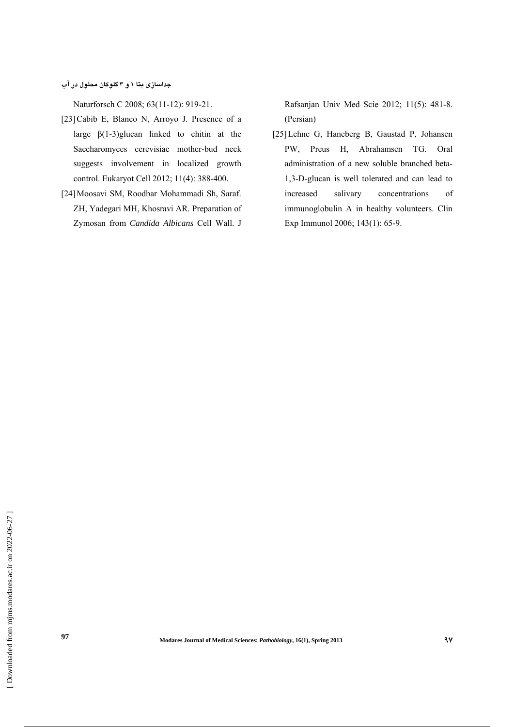Naturforsch C 2008; 63(11-12): 919-21.

[23] Cabib E, Blanco N, Arroyo J. Presence of a large β(1-3)glucan linked to chitin at the Saccharomyces cerevisiae mother-bud neck suggests involvement in localized growth control. Eukaryot Cell 2012; 11(4): 388-400.

[24] Moosavi SM, Roodbar Mohammadi Sh, Saraf. ZH, Yadegari MH, Khosravi AR. Preparation of Zymosan from *Candida Albicans* Cell Wall. J Rafsanjan Univ Med Scie 2012; 11(5): 481-8. (Persian)

[25] Lehne G, Haneberg B, Gaustad P, Johansen PW, Preus H, Abrahamsen TG. Oral administration of a new soluble branched beta-1,3-D-glucan is well tolerated and can lead to increased salivary concentrations of immunoglobulin A in healthy volunteers. Clin Exp Immunol 2006; 143(1): 65-9.